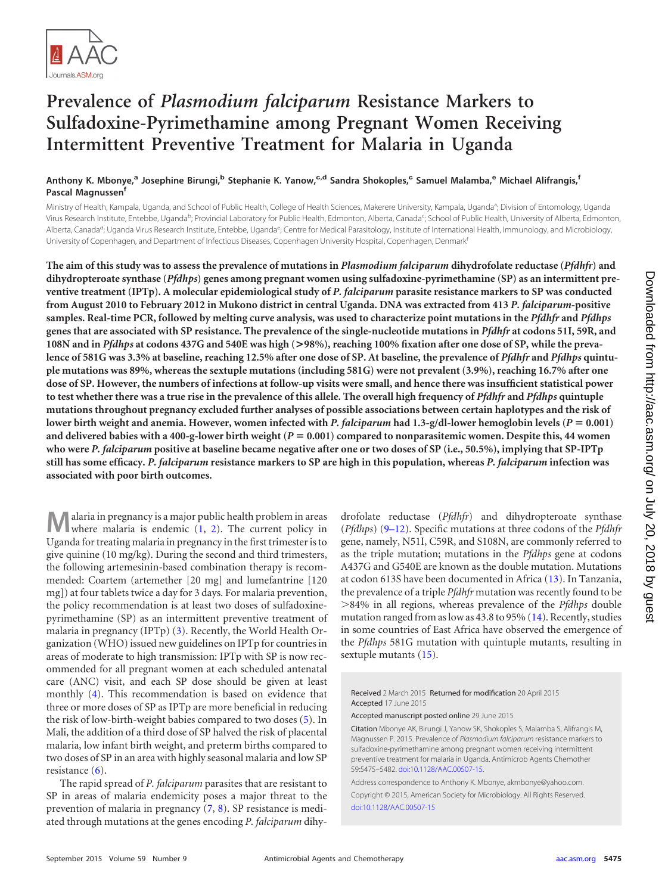# Prevalence of *Plasmodium falciparum* Resistance Markers to Sulfadoxine-Pyrimethamine among Pregnant Women Receiving Intermittent Preventive Treatment for Malaria in Uganda

**Anthony K. Mbonye,[a] Josephine Birungi,[b] Stephanie K. Yanow,[c,d] Sandra Shokoples,[c] Samuel Malamba,[e] Michael Alifrangis,[f] Pascal Magnussen[f]**

Ministry of Health, Kampala, Uganda, and School of Public Health, College of Health Sciences, Makerere University, Kampala, Uganda[a]; Division of Entomology, Uganda Virus Research Institute, Entebbe, Uganda[b]; Provincial Laboratory for Public Health, Edmonton, Alberta, Canada[c]; School of Public Health, University of Alberta, Edmonton, Alberta, Canada[d]; Uganda Virus Research Institute, Entebbe, Uganda[e]; Centre for Medical Parasitology, Institute of International Health, Immunology, and Microbiology, University of Copenhagen, and Department of Infectious Diseases, Copenhagen University Hospital, Copenhagen, Denmark[f]

**The aim of this study was to assess the prevalence of mutations in *Plasmodium falciparum* dihydrofolate reductase (*Pfdhfr*) and dihydropteroate synthase (*Pfdhps*) genes among pregnant women using sulfadoxine-pyrimethamine (SP) as an intermittent preventive treatment (IPTp). A molecular epidemiological study of *P. falciparum* parasite resistance markers to SP was conducted from August 2010 to February 2012 in Mukono district in central Uganda. DNA was extracted from 413 *P. falciparum*-positive samples. Real-time PCR, followed by melting curve analysis, was used to characterize point mutations in the *Pfdhfr* and *Pfdhps* genes that are associated with SP resistance. The prevalence of the single-nucleotide mutations in *Pfdhfr* at codons 51I, 59R, and 108N and in *Pfdhps* at codons 437G and 540E was high (>98%), reaching 100% fixation after one dose of SP, while the prevalence of 581G was 3.3% at baseline, reaching 12.5% after one dose of SP. At baseline, the prevalence of *Pfdhfr* and *Pfdhps* quintuple mutations was 89%, whereas the sextuple mutations (including 581G) were not prevalent (3.9%), reaching 16.7% after one dose of SP. However, the numbers of infections at follow-up visits were small, and hence there was insufficient statistical power to test whether there was a true rise in the prevalence of this allele. The overall high frequency of *Pfdhfr* and *Pfdhps* quintuple mutations throughout pregnancy excluded further analyses of possible associations between certain haplotypes and the risk of lower birth weight and anemia. However, women infected with *P. falciparum* had 1.3-g/dl-lower hemoglobin levels ($P = 0.001$) and delivered babies with a 400-g-lower birth weight ($P = 0.001$) compared to nonparasitemic women. Despite this, 44 women who were *P. falciparum* positive at baseline became negative after one or two doses of SP (i.e., 50.5%), implying that SP-IPTp still has some efficacy. *P. falciparum* resistance markers to SP are high in this population, whereas *P. falciparum* infection was associated with poor birth outcomes.**

Malaria in pregnancy is a major public health problem in areas where malaria is endemic (1, 2). The current policy in Uganda for treating malaria in pregnancy in the first trimester is to give quinine (10 mg/kg). During the second and third trimesters, the following artemesinin-based combination therapy is recommended: Coartem (artemether [20 mg] and lumefantrine [120 mg]) at four tablets twice a day for 3 days. For malaria prevention, the policy recommendation is at least two doses of sulfadoxine-pyrimethamine (SP) as an intermittent preventive treatment of malaria in pregnancy (IPTp) (3). Recently, the World Health Organization (WHO) issued new guidelines on IPTp for countries in areas of moderate to high transmission: IPTp with SP is now recommended for all pregnant women at each scheduled antenatal care (ANC) visit, and each SP dose should be given at least monthly (4). This recommendation is based on evidence that three or more doses of SP as IPTp are more beneficial in reducing the risk of low-birth-weight babies compared to two doses (5). In Mali, the addition of a third dose of SP halved the risk of placental malaria, low infant birth weight, and preterm births compared to two doses of SP in an area with highly seasonal malaria and low SP resistance (6).

The rapid spread of *P. falciparum* parasites that are resistant to SP in areas of malaria endemicity poses a major threat to the prevention of malaria in pregnancy (7, 8). SP resistance is mediated through mutations at the genes encoding *P. falciparum* dihydrofolate reductase (*Pfdhfr*) and dihydropteroate synthase (*Pfdhps*) (9–12). Specific mutations at three codons of the *Pfdhfr* gene, namely, N51I, C59R, and S108N, are commonly referred to as the triple mutation; mutations in the *Pfdhps* gene at codons A437G and G540E are known as the double mutation. Mutations at codon 613S have been documented in Africa (13). In Tanzania, the prevalence of a triple *Pfdhfr* mutation was recently found to be >84% in all regions, whereas prevalence of the *Pfdhps* double mutation ranged from as low as 43.8 to 95% (14). Recently, studies in some countries of East Africa have observed the emergence of the *Pfdhps* 581G mutation with quintuple mutants, resulting in sextuple mutants (15).

Received 2 March 2015 Returned for modification 20 April 2015 Accepted 17 June 2015

Accepted manuscript posted online 29 June 2015

Citation Mbonye AK, Birungi J, Yanow SK, Shokoples S, Malamba S, Alifrangis M, Magnussen P. 2015. Prevalence of *Plasmodium falciparum* resistance markers to sulfadoxine-pyrimethamine among pregnant women receiving intermittent preventive treatment for malaria in Uganda. Antimicrob Agents Chemother 59:5475–5482. doi:10.1128/AAC.00507-15.

Address correspondence to Anthony K. Mbonye, akmbonye@yahoo.com.

Copyright © 2015, American Society for Microbiology. All Rights Reserved.

doi:10.1128/AAC.00507-15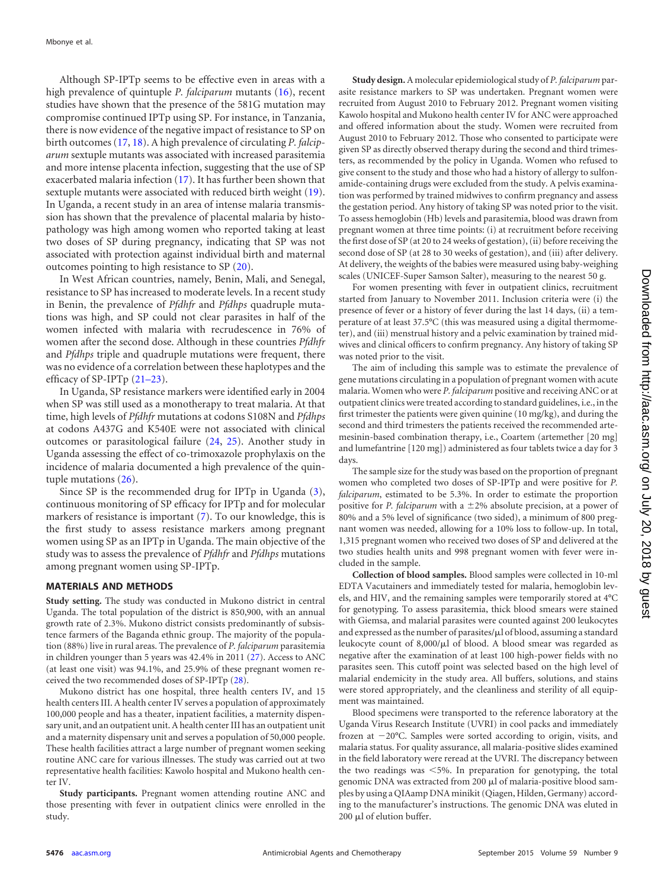Although SP-IPTp seems to be effective even in areas with a high prevalence of quintuple *P. falciparum* mutants (16), recent studies have shown that the presence of the 581G mutation may compromise continued IPTp using SP. For instance, in Tanzania, there is now evidence of the negative impact of resistance to SP on birth outcomes (17, 18). A high prevalence of circulating *P. falciparum* sextuple mutants was associated with increased parasitemia and more intense placenta infection, suggesting that the use of SP exacerbated malaria infection (17). It has further been shown that sextuple mutants were associated with reduced birth weight (19). In Uganda, a recent study in an area of intense malaria transmission has shown that the prevalence of placental malaria by histopathology was high among women who reported taking at least two doses of SP during pregnancy, indicating that SP was not associated with protection against individual birth and maternal outcomes pointing to high resistance to SP (20).

In West African countries, namely, Benin, Mali, and Senegal, resistance to SP has increased to moderate levels. In a recent study in Benin, the prevalence of *Pfdhfr* and *Pfdhps* quadruple mutations was high, and SP could not clear parasites in half of the women infected with malaria with recrudescence in 76% of women after the second dose. Although in these countries *Pfdhfr* and *Pfdhps* triple and quadruple mutations were frequent, there was no evidence of a correlation between these haplotypes and the efficacy of SP-IPTp (21–23).

In Uganda, SP resistance markers were identified early in 2004 when SP was still used as a monotherapy to treat malaria. At that time, high levels of *Pfdhfr* mutations at codons S108N and *Pfdhps* at codons A437G and K540E were not associated with clinical outcomes or parasitological failure (24, 25). Another study in Uganda assessing the effect of co-trimoxazole prophylaxis on the incidence of malaria documented a high prevalence of the quintuple mutations (26).

Since SP is the recommended drug for IPTp in Uganda (3), continuous monitoring of SP efficacy for IPTp and for molecular markers of resistance is important (7). To our knowledge, this is the first study to assess resistance markers among pregnant women using SP as an IPTp in Uganda. The main objective of the study was to assess the prevalence of *Pfdhfr* and *Pfdhps* mutations among pregnant women using SP-IPTp.

## MATERIALS AND METHODS

**Study setting.** The study was conducted in Mukono district in central Uganda. The total population of the district is 850,900, with an annual growth rate of 2.3%. Mukono district consists predominantly of subsistence farmers of the Baganda ethnic group. The majority of the population (88%) live in rural areas. The prevalence of *P. falciparum* parasitemia in children younger than 5 years was 42.4% in 2011 (27). Access to ANC (at least one visit) was 94.1%, and 25.9% of these pregnant women received the two recommended doses of SP-IPTp (28).

Mukono district has one hospital, three health centers IV, and 15 health centers III. A health center IV serves a population of approximately 100,000 people and has a theater, inpatient facilities, a maternity dispensary unit, and an outpatient unit. A health center III has an outpatient unit and a maternity dispensary unit and serves a population of 50,000 people. These health facilities attract a large number of pregnant women seeking routine ANC care for various illnesses. The study was carried out at two representative health facilities: Kawolo hospital and Mukono health center IV.

**Study participants.** Pregnant women attending routine ANC and those presenting with fever in outpatient clinics were enrolled in the study.

**Study design.** A molecular epidemiological study of *P. falciparum* parasite resistance markers to SP was undertaken. Pregnant women were recruited from August 2010 to February 2012. Pregnant women visiting Kawolo hospital and Mukono health center IV for ANC were approached and offered information about the study. Women were recruited from August 2010 to February 2012. Those who consented to participate were given SP as directly observed therapy during the second and third trimesters, as recommended by the policy in Uganda. Women who refused to give consent to the study and those who had a history of allergy to sulfonamide-containing drugs were excluded from the study. A pelvis examination was performed by trained midwives to confirm pregnancy and assess the gestation period. Any history of taking SP was noted prior to the visit. To assess hemoglobin (Hb) levels and parasitemia, blood was drawn from pregnant women at three time points: (i) at recruitment before receiving the first dose of SP (at 20 to 24 weeks of gestation), (ii) before receiving the second dose of SP (at 28 to 30 weeks of gestation), and (iii) after delivery. At delivery, the weights of the babies were measured using baby-weighing scales (UNICEF-Super Samson Salter), measuring to the nearest 50 g.

For women presenting with fever in outpatient clinics, recruitment started from January to November 2011. Inclusion criteria were (i) the presence of fever or a history of fever during the last 14 days, (ii) a temperature of at least 37.5°C (this was measured using a digital thermometer), and (iii) menstrual history and a pelvic examination by trained midwives and clinical officers to confirm pregnancy. Any history of taking SP was noted prior to the visit.

The aim of including this sample was to estimate the prevalence of gene mutations circulating in a population of pregnant women with acute malaria. Women who were *P. falciparum* positive and receiving ANC or at outpatient clinics were treated according to standard guidelines, i.e., in the first trimester the patients were given quinine (10 mg/kg), and during the second and third trimesters the patients received the recommended artemesinin-based combination therapy, i.e., Coartem (artemether [20 mg] and lumefantrine [120 mg]) administered as four tablets twice a day for 3 days.

The sample size for the study was based on the proportion of pregnant women who completed two doses of SP-IPTp and were positive for *P. falciparum*, estimated to be 5.3%. In order to estimate the proportion positive for *P. falciparum* with a ±2% absolute precision, at a power of 80% and a 5% level of significance (two sided), a minimum of 800 pregnant women was needed, allowing for a 10% loss to follow-up. In total, 1,315 pregnant women who received two doses of SP and delivered at the two studies health units and 998 pregnant women with fever were included in the sample.

**Collection of blood samples.** Blood samples were collected in 10-ml EDTA Vacutainers and immediately tested for malaria, hemoglobin levels, and HIV, and the remaining samples were temporarily stored at 4°C for genotyping. To assess parasitemia, thick blood smears were stained with Giemsa, and malarial parasites were counted against 200 leukocytes and expressed as the number of parasites/μl of blood, assuming a standard leukocyte count of 8,000/μl of blood. A blood smear was regarded as negative after the examination of at least 100 high-power fields with no parasites seen. This cutoff point was selected based on the high level of malarial endemicity in the study area. All buffers, solutions, and stains were stored appropriately, and the cleanliness and sterility of all equipment was maintained.

Blood specimens were transported to the reference laboratory at the Uganda Virus Research Institute (UVRI) in cool packs and immediately frozen at −20°C. Samples were sorted according to origin, visits, and malaria status. For quality assurance, all malaria-positive slides examined in the field laboratory were reread at the UVRI. The discrepancy between the two readings was <5%. In preparation for genotyping, the total genomic DNA was extracted from 200 μl of malaria-positive blood samples by using a QIAamp DNA minikit (Qiagen, Hilden, Germany) according to the manufacturer's instructions. The genomic DNA was eluted in 200 μl of elution buffer.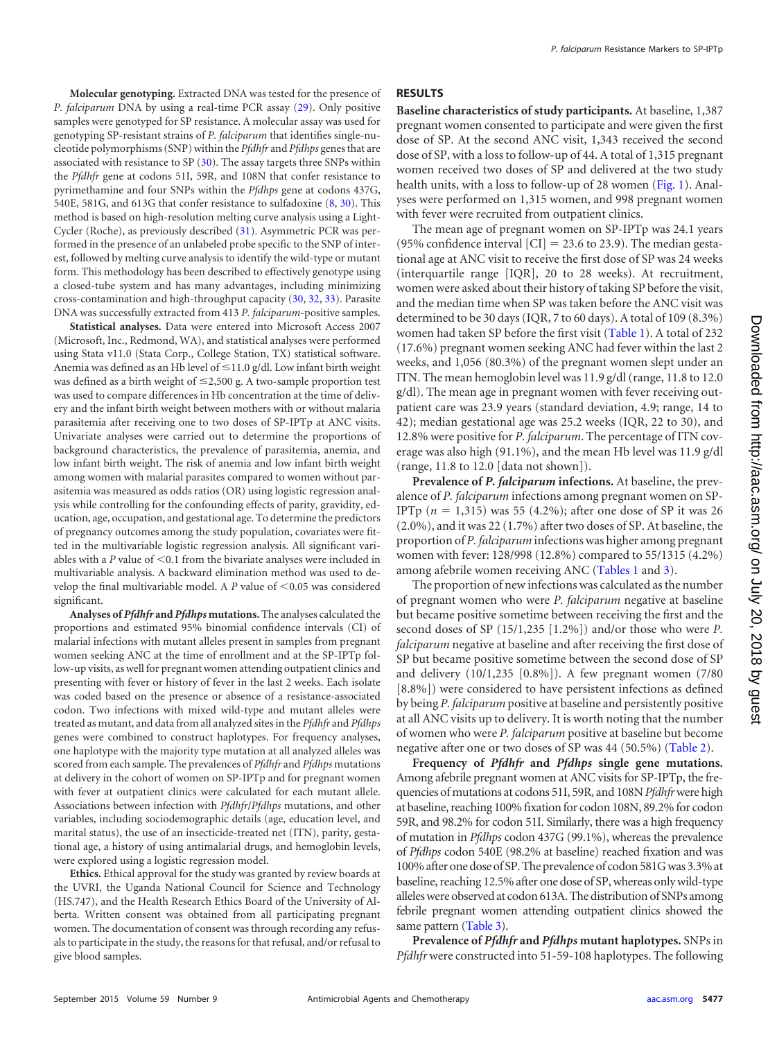**Molecular genotyping.** Extracted DNA was tested for the presence of *P. falciparum* DNA by using a real-time PCR assay (29). Only positive samples were genotyped for SP resistance. A molecular assay was used for genotyping SP-resistant strains of *P. falciparum* that identifies single-nucleotide polymorphisms (SNP) within the *Pfdhfr* and *Pfdhps* genes that are associated with resistance to SP (30). The assay targets three SNPs within the *Pfdhfr* gene at codons 51I, 59R, and 108N that confer resistance to pyrimethamine and four SNPs within the *Pfdhps* gene at codons 437G, 540E, 581G, and 613G that confer resistance to sulfadoxine (8, 30). This method is based on high-resolution melting curve analysis using a LightCycler (Roche), as previously described (31). Asymmetric PCR was performed in the presence of an unlabeled probe specific to the SNP of interest, followed by melting curve analysis to identify the wild-type or mutant form. This methodology has been described to effectively genotype using a closed-tube system and has many advantages, including minimizing cross-contamination and high-throughput capacity (30, 32, 33). Parasite DNA was successfully extracted from 413 *P. falciparum*-positive samples.

**Statistical analyses.** Data were entered into Microsoft Access 2007 (Microsoft, Inc., Redmond, WA), and statistical analyses were performed using Stata v11.0 (Stata Corp., College Station, TX) statistical software. Anemia was defined as an Hb level of ≤11.0 g/dl. Low infant birth weight was defined as a birth weight of ≤2,500 g. A two-sample proportion test was used to compare differences in Hb concentration at the time of delivery and the infant birth weight between mothers with or without malaria parasitemia after receiving one to two doses of SP-IPTp at ANC visits. Univariate analyses were carried out to determine the proportions of background characteristics, the prevalence of parasitemia, anemia, and low infant birth weight. The risk of anemia and low infant birth weight among women with malarial parasites compared to women without parasitemia was measured as odds ratios (OR) using logistic regression analysis while controlling for the confounding effects of parity, gravidity, education, age, occupation, and gestational age. To determine the predictors of pregnancy outcomes among the study population, covariates were fitted in the multivariable logistic regression analysis. All significant variables with a *P* value of <0.1 from the bivariate analyses were included in multivariable analysis. A backward elimination method was used to develop the final multivariable model. A *P* value of <0.05 was considered significant.

**Analyses of *Pfdhfr* and *Pfdhps* mutations.** The analyses calculated the proportions and estimated 95% binomial confidence intervals (CI) of malarial infections with mutant alleles present in samples from pregnant women seeking ANC at the time of enrollment and at the SP-IPTp follow-up visits, as well for pregnant women attending outpatient clinics and presenting with fever or history of fever in the last 2 weeks. Each isolate was coded based on the presence or absence of a resistance-associated codon. Two infections with mixed wild-type and mutant alleles were treated as mutant, and data from all analyzed sites in the *Pfdhfr* and *Pfdhps* genes were combined to construct haplotypes. For frequency analyses, one haplotype with the majority type mutation at all analyzed alleles was scored from each sample. The prevalences of *Pfdhfr* and *Pfdhps* mutations at delivery in the cohort of women on SP-IPTp and for pregnant women with fever at outpatient clinics were calculated for each mutant allele. Associations between infection with *Pfdhfr*/*Pfdhps* mutations, and other variables, including sociodemographic details (age, education level, and marital status), the use of an insecticide-treated net (ITN), parity, gestational age, a history of using antimalarial drugs, and hemoglobin levels, were explored using a logistic regression model.

**Ethics.** Ethical approval for the study was granted by review boards at the UVRI, the Uganda National Council for Science and Technology (HS.747), and the Health Research Ethics Board of the University of Alberta. Written consent was obtained from all participating pregnant women. The documentation of consent was through recording any refusals to participate in the study, the reasons for that refusal, and/or refusal to give blood samples.

## RESULTS

**Baseline characteristics of study participants.** At baseline, 1,387 pregnant women consented to participate and were given the first dose of SP. At the second ANC visit, 1,343 received the second dose of SP, with a loss to follow-up of 44. A total of 1,315 pregnant women received two doses of SP and delivered at the two study health units, with a loss to follow-up of 28 women (Fig. 1). Analyses were performed on 1,315 women, and 998 pregnant women with fever were recruited from outpatient clinics.

The mean age of pregnant women on SP-IPTp was 24.1 years (95% confidence interval [CI] = 23.6 to 23.9). The median gestational age at ANC visit to receive the first dose of SP was 24 weeks (interquartile range [IQR], 20 to 28 weeks). At recruitment, women were asked about their history of taking SP before the visit, and the median time when SP was taken before the ANC visit was determined to be 30 days (IQR, 7 to 60 days). A total of 109 (8.3%) women had taken SP before the first visit (Table 1). A total of 232 (17.6%) pregnant women seeking ANC had fever within the last 2 weeks, and 1,056 (80.3%) of the pregnant women slept under an ITN. The mean hemoglobin level was 11.9 g/dl (range, 11.8 to 12.0 g/dl). The mean age in pregnant women with fever receiving outpatient care was 23.9 years (standard deviation, 4.9; range, 14 to 42); median gestational age was 25.2 weeks (IQR, 22 to 30), and 12.8% were positive for *P. falciparum*. The percentage of ITN coverage was also high (91.1%), and the mean Hb level was 11.9 g/dl (range, 11.8 to 12.0 [data not shown]).

**Prevalence of *P. falciparum* infections.** At baseline, the prevalence of *P. falciparum* infections among pregnant women on SP-IPTp ($n$ = 1,315) was 55 (4.2%); after one dose of SP it was 26 (2.0%), and it was 22 (1.7%) after two doses of SP. At baseline, the proportion of *P. falciparum* infections was higher among pregnant women with fever: 128/998 (12.8%) compared to 55/1315 (4.2%) among afebrile women receiving ANC (Tables 1 and 3).

The proportion of new infections was calculated as the number of pregnant women who were *P. falciparum* negative at baseline but became positive sometime between receiving the first and the second doses of SP (15/1,235 [1.2%]) and/or those who were *P. falciparum* negative at baseline and after receiving the first dose of SP but became positive sometime between the second dose of SP and delivery (10/1,235 [0.8%]). A few pregnant women (7/80 [8.8%]) were considered to have persistent infections as defined by being *P. falciparum* positive at baseline and persistently positive at all ANC visits up to delivery. It is worth noting that the number of women who were *P. falciparum* positive at baseline but become negative after one or two doses of SP was 44 (50.5%) (Table 2).

**Frequency of *Pfdhfr* and *Pfdhps* single gene mutations.** Among afebrile pregnant women at ANC visits for SP-IPTp, the frequencies of mutations at codons 51I, 59R, and 108N *Pfdhfr* were high at baseline, reaching 100% fixation for codon 108N, 89.2% for codon 59R, and 98.2% for codon 51I. Similarly, there was a high frequency of mutation in *Pfdhps* codon 437G (99.1%), whereas the prevalence of *Pfdhps* codon 540E (98.2% at baseline) reached fixation and was 100% after one dose of SP. The prevalence of codon 581G was 3.3% at baseline, reaching 12.5% after one dose of SP, whereas only wild-type alleles were observed at codon 613A. The distribution of SNPs among febrile pregnant women attending outpatient clinics showed the same pattern (Table 3).

**Prevalence of *Pfdhfr* and *Pfdhps* mutant haplotypes.** SNPs in *Pfdhfr* were constructed into 51-59-108 haplotypes. The following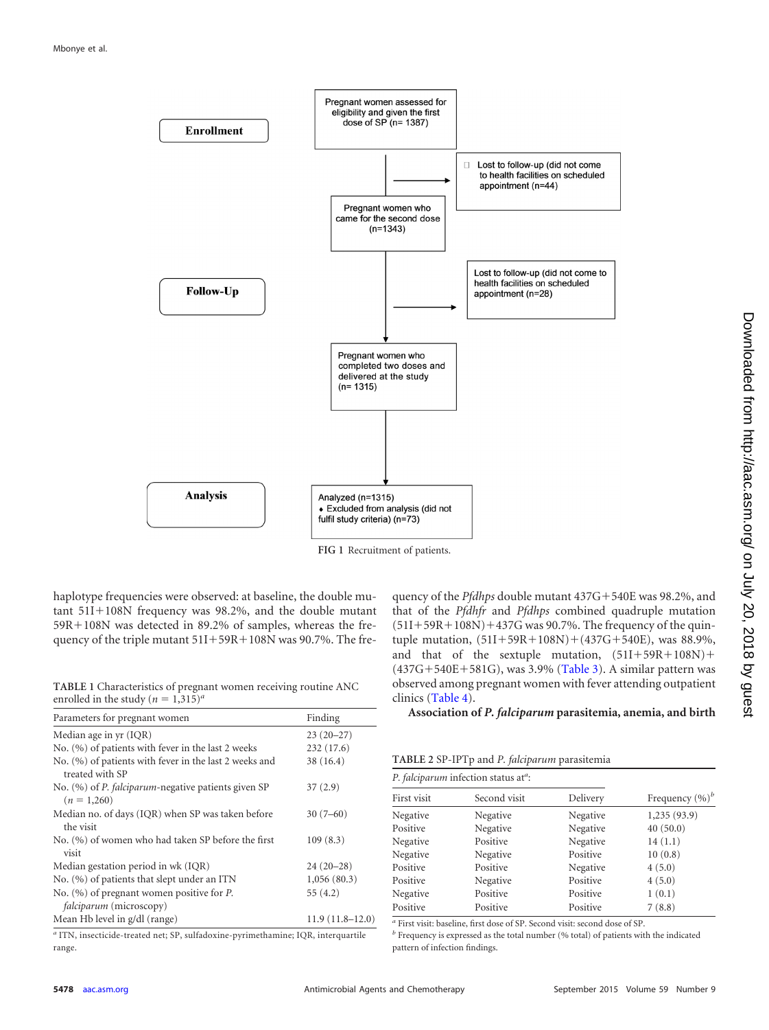**Enrollment**

Pregnant women assessed for eligibility and given the first dose of SP (n= 1387)

Lost to follow-up (did not come to health facilities on scheduled appointment (n=44)

Pregnant women who came for the second dose (n=1343)

**Follow-Up**

Lost to follow-up (did not come to health facilities on scheduled appointment (n=28)

Pregnant women who completed two doses and delivered at the study (n= 1315)

**Analysis**

Analyzed (n=1315)
- Excluded from analysis (did not fulfil study criteria) (n=73)

FIG 1 Recruitment of patients.

haplotype frequencies were observed: at baseline, the double mutant 51I+108N frequency was 98.2%, and the double mutant 59R+108N was detected in 89.2% of samples, whereas the frequency of the triple mutant 51I+59R+108N was 90.7%. The frequency of the *Pfdhps* double mutant 437G+540E was 98.2%, and that of the *Pfdhfr* and *Pfdhps* combined quadruple mutation (51I+59R+108N)+437G was 90.7%. The frequency of the quintuple mutation, (51I+59R+108N)+(437G+540E), was 88.9%, and that of the sextuple mutation, (51I+59R+108N)+(437G+540E+581G), was 3.9% (Table 3). A similar pattern was observed among pregnant women with fever attending outpatient clinics (Table 4).

TABLE 1 Characteristics of pregnant women receiving routine ANC enrolled in the study ($n$ = 1,315)[a]

| Parameters for pregnant women | Finding |
|---|---|
| Median age in yr (IQR) | 23 (20–27) |
| No. (%) of patients with fever in the last 2 weeks | 232 (17.6) |
| No. (%) of patients with fever in the last 2 weeks and treated with SP | 38 (16.4) |
| No. (%) of *P. falciparum*-negative patients given SP ($n$ = 1,260) | 37 (2.9) |
| Median no. of days (IQR) when SP was taken before the visit | 30 (7–60) |
| No. (%) of women who had taken SP before the first visit | 109 (8.3) |
| Median gestation period in wk (IQR) | 24 (20–28) |
| No. (%) of patients that slept under an ITN | 1,056 (80.3) |
| No. (%) of pregnant women positive for *P. falciparum* (microscopy) | 55 (4.2) |
| Mean Hb level in g/dl (range) | 11.9 (11.8–12.0) |

[a] ITN, insecticide-treated net; SP, sulfadoxine-pyrimethamine; IQR, interquartile range.

**Association of *P. falciparum* parasitemia, anemia, and birth**

TABLE 2 SP-IPTp and *P. falciparum* parasitemia

| *P. falciparum* infection status at[a]: | | | |
|---|---|---|---|
| First visit | Second visit | Delivery | Frequency (%)[b] |
| Negative | Negative | Negative | 1,235 (93.9) |
| Positive | Negative | Negative | 40 (50.0) |
| Negative | Positive | Negative | 14 (1.1) |
| Negative | Negative | Positive | 10 (0.8) |
| Positive | Positive | Negative | 4 (5.0) |
| Positive | Negative | Positive | 4 (5.0) |
| Negative | Positive | Positive | 1 (0.1) |
| Positive | Positive | Positive | 7 (8.8) |

[a] First visit: baseline, first dose of SP. Second visit: second dose of SP.
[b] Frequency is expressed as the total number (% total) of patients with the indicated pattern of infection findings.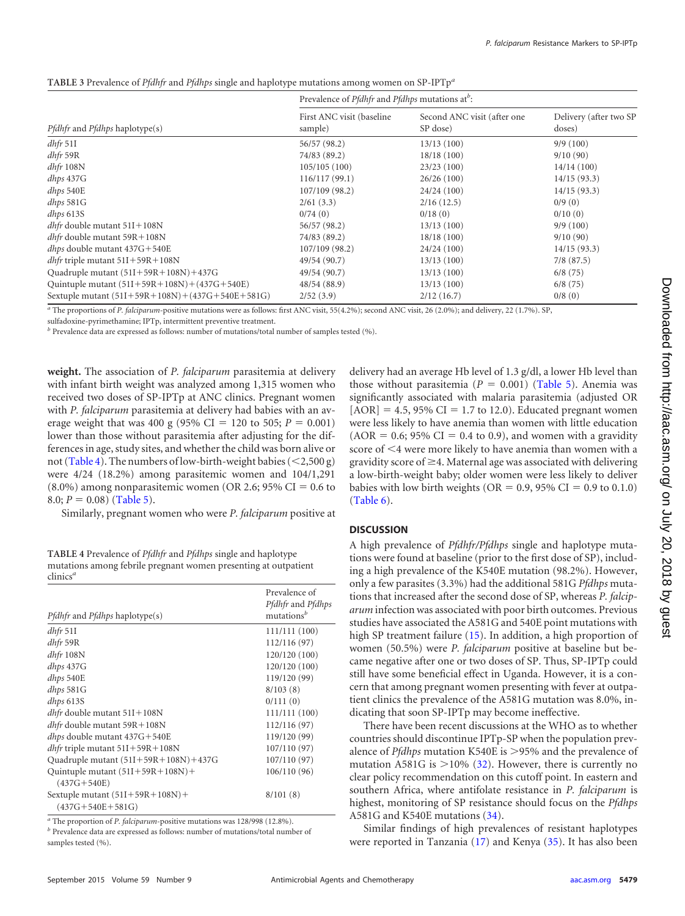**TABLE 3** Prevalence of *Pfdhfr* and *Pfdhps* single and haplotype mutations among women on SP-IPTp[a]

| *Pfdhfr* and *Pfdhps* haplotype(s) | Prevalence of *Pfdhfr* and *Pfdhps* mutations at[b]: | | |
|---|---|---|---|
| | First ANC visit (baseline sample) | Second ANC visit (after one SP dose) | Delivery (after two SP doses) |
| *dhfr* 51I | 56/57 (98.2) | 13/13 (100) | 9/9 (100) |
| *dhfr* 59R | 74/83 (89.2) | 18/18 (100) | 9/10 (90) |
| *dhfr* 108N | 105/105 (100) | 23/23 (100) | 14/14 (100) |
| *dhps* 437G | 116/117 (99.1) | 26/26 (100) | 14/15 (93.3) |
| *dhps* 540E | 107/109 (98.2) | 24/24 (100) | 14/15 (93.3) |
| *dhps* 581G | 2/61 (3.3) | 2/16 (12.5) | 0/9 (0) |
| *dhps* 613S | 0/74 (0) | 0/18 (0) | 0/10 (0) |
| *dhfr* double mutant 51I+108N | 56/57 (98.2) | 13/13 (100) | 9/9 (100) |
| *dhfr* double mutant 59R+108N | 74/83 (89.2) | 18/18 (100) | 9/10 (90) |
| *dhps* double mutant 437G+540E | 107/109 (98.2) | 24/24 (100) | 14/15 (93.3) |
| *dhfr* triple mutant 51I+59R+108N | 49/54 (90.7) | 13/13 (100) | 7/8 (87.5) |
| Quadruple mutant (51I+59R+108N)+437G | 49/54 (90.7) | 13/13 (100) | 6/8 (75) |
| Quintuple mutant (51I+59R+108N)+(437G+540E) | 48/54 (88.9) | 13/13 (100) | 6/8 (75) |
| Sextuple mutant (51I+59R+108N)+(437G+540E+581G) | 2/52 (3.9) | 2/12 (16.7) | 0/8 (0) |

[a] The proportions of *P. falciparum*-positive mutations were as follows: first ANC visit, 55(4.2%); second ANC visit, 26 (2.0%); and delivery, 22 (1.7%). SP, sulfadoxine-pyrimethamine; IPTp, intermittent preventive treatment.
[b] Prevalence data are expressed as follows: number of mutations/total number of samples tested (%).

**weight.** The association of *P. falciparum* parasitemia at delivery with infant birth weight was analyzed among 1,315 women who received two doses of SP-IPTp at ANC clinics. Pregnant women with *P. falciparum* parasitemia at delivery had babies with an average weight that was 400 g (95% CI = 120 to 505; $P = 0.001$) lower than those without parasitemia after adjusting for the differences in age, study sites, and whether the child was born alive or not (Table 4). The numbers of low-birth-weight babies (<2,500 g) were 4/24 (18.2%) among parasitemic women and 104/1,291 (8.0%) among nonparasitemic women (OR 2.6; 95% CI = 0.6 to 8.0; $P = 0.08$) (Table 5).

Similarly, pregnant women who were *P. falciparum* positive at delivery had an average Hb level of 1.3 g/dl, a lower Hb level than those without parasitemia ($P = 0.001$) (Table 5). Anemia was significantly associated with malaria parasitemia (adjusted OR [AOR] = 4.5, 95% CI = 1.7 to 12.0). Educated pregnant women were less likely to have anemia than women with little education (AOR = 0.6; 95% CI = 0.4 to 0.9), and women with a gravidity score of <4 were more likely to have anemia than women with a gravidity score of ≥4. Maternal age was associated with delivering a low-birth-weight baby; older women were less likely to deliver babies with low birth weights (OR = 0.9, 95% CI = 0.9 to 0.1.0) (Table 6).

**TABLE 4** Prevalence of *Pfdhfr* and *Pfdhps* single and haplotype mutations among febrile pregnant women presenting at outpatient clinics[a]

| *Pfdhfr* and *Pfdhps* haplotype(s) | Prevalence of *Pfdhfr* and *Pfdhps* mutations[b] |
|---|---|
| *dhfr* 51I | 111/111 (100) |
| *dhfr* 59R | 112/116 (97) |
| *dhfr* 108N | 120/120 (100) |
| *dhps* 437G | 120/120 (100) |
| *dhps* 540E | 119/120 (99) |
| *dhps* 581G | 8/103 (8) |
| *dhps* 613S | 0/111 (0) |
| *dhfr* double mutant 51I+108N | 111/111 (100) |
| *dhfr* double mutant 59R+108N | 112/116 (97) |
| *dhps* double mutant 437G+540E | 119/120 (99) |
| *dhfr* triple mutant 51I+59R+108N | 107/110 (97) |
| Quadruple mutant (51I+59R+108N)+437G | 107/110 (97) |
| Quintuple mutant (51I+59R+108N)+(437G+540E) | 106/110 (96) |
| Sextuple mutant (51I+59R+108N)+(437G+540E+581G) | 8/101 (8) |

[a] The proportion of *P. falciparum*-positive mutations was 128/998 (12.8%).
[b] Prevalence data are expressed as follows: number of mutations/total number of samples tested (%).

## DISCUSSION

A high prevalence of *Pfdhfr/Pfdhps* single and haplotype mutations were found at baseline (prior to the first dose of SP), including a high prevalence of the K540E mutation (98.2%). However, only a few parasites (3.3%) had the additional 581G *Pfdhps* mutations that increased after the second dose of SP, whereas *P. falciparum* infection was associated with poor birth outcomes. Previous studies have associated the A581G and 540E point mutations with high SP treatment failure (15). In addition, a high proportion of women (50.5%) were *P. falciparum* positive at baseline but became negative after one or two doses of SP. Thus, SP-IPTp could still have some beneficial effect in Uganda. However, it is a concern that among pregnant women presenting with fever at outpatient clinics the prevalence of the A581G mutation was 8.0%, indicating that soon SP-IPTp may become ineffective.

There have been recent discussions at the WHO as to whether countries should discontinue IPTp-SP when the population prevalence of *Pfdhps* mutation K540E is >95% and the prevalence of mutation A581G is >10% (32). However, there is currently no clear policy recommendation on this cutoff point. In eastern and southern Africa, where antifolate resistance in *P. falciparum* is highest, monitoring of SP resistance should focus on the *Pfdhps* A581G and K540E mutations (34).

Similar findings of high prevalences of resistant haplotypes were reported in Tanzania (17) and Kenya (35). It has also been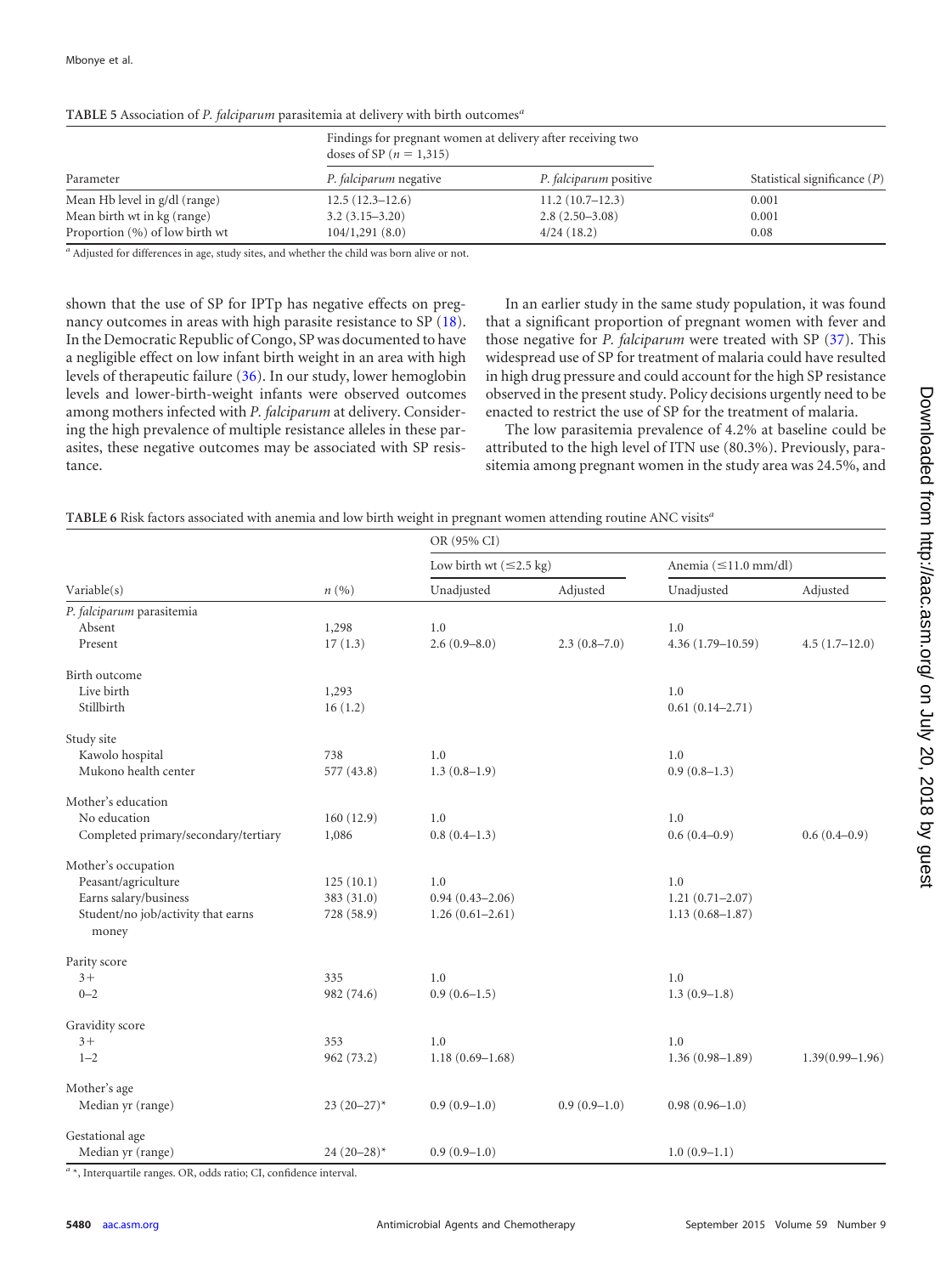**TABLE 5** Association of *P. falciparum* parasitemia at delivery with birth outcomes[a]

| Parameter | Findings for pregnant women at delivery after receiving two doses of SP ($n$ = 1,315) | | Statistical significance ($P$) |
|---|---|---|---|
| | *P. falciparum* negative | *P. falciparum* positive | |
| Mean Hb level in g/dl (range) | 12.5 (12.3–12.6) | 11.2 (10.7–12.3) | 0.001 |
| Mean birth wt in kg (range) | 3.2 (3.15–3.20) | 2.8 (2.50–3.08) | 0.001 |
| Proportion (%) of low birth wt | 104/1,291 (8.0) | 4/24 (18.2) | 0.08 |

[a] Adjusted for differences in age, study sites, and whether the child was born alive or not.

shown that the use of SP for IPTp has negative effects on pregnancy outcomes in areas with high parasite resistance to SP (18). In the Democratic Republic of Congo, SP was documented to have a negligible effect on low infant birth weight in an area with high levels of therapeutic failure (36). In our study, lower hemoglobin levels and lower-birth-weight infants were observed outcomes among mothers infected with *P. falciparum* at delivery. Considering the high prevalence of multiple resistance alleles in these parasites, these negative outcomes may be associated with SP resistance.

In an earlier study in the same study population, it was found that a significant proportion of pregnant women with fever and those negative for *P. falciparum* were treated with SP (37). This widespread use of SP for treatment of malaria could have resulted in high drug pressure and could account for the high SP resistance observed in the present study. Policy decisions urgently need to be enacted to restrict the use of SP for the treatment of malaria.

The low parasitemia prevalence of 4.2% at baseline could be attributed to the high level of ITN use (80.3%). Previously, parasitemia among pregnant women in the study area was 24.5%, and

**TABLE 6** Risk factors associated with anemia and low birth weight in pregnant women attending routine ANC visits[a]

| Variable(s) | $n$ (%) | OR (95% CI) | | | |
|---|---|---|---|---|---|
| | | Low birth wt (≤2.5 kg) | | Anemia (≤11.0 mm/dl) | |
| | | Unadjusted | Adjusted | Unadjusted | Adjusted |
| *P. falciparum* parasitemia | | | | | |
| Absent | 1,298 | 1.0 | | 1.0 | |
| Present | 17 (1.3) | 2.6 (0.9–8.0) | 2.3 (0.8–7.0) | 4.36 (1.79–10.59) | 4.5 (1.7–12.0) |
| Birth outcome | | | | | |
| Live birth | 1,293 | | | 1.0 | |
| Stillbirth | 16 (1.2) | | | 0.61 (0.14–2.71) | |
| Study site | | | | | |
| Kawolo hospital | 738 | 1.0 | | 1.0 | |
| Mukono health center | 577 (43.8) | 1.3 (0.8–1.9) | | 0.9 (0.8–1.3) | |
| Mother's education | | | | | |
| No education | 160 (12.9) | 1.0 | | 1.0 | |
| Completed primary/secondary/tertiary | 1,086 | 0.8 (0.4–1.3) | | 0.6 (0.4–0.9) | 0.6 (0.4–0.9) |
| Mother's occupation | | | | | |
| Peasant/agriculture | 125 (10.1) | 1.0 | | 1.0 | |
| Earns salary/business | 383 (31.0) | 0.94 (0.43–2.06) | | 1.21 (0.71–2.07) | |
| Student/no job/activity that earns money | 728 (58.9) | 1.26 (0.61–2.61) | | 1.13 (0.68–1.87) | |
| Parity score | | | | | |
| 3+ | 335 | 1.0 | | 1.0 | |
| 0–2 | 982 (74.6) | 0.9 (0.6–1.5) | | 1.3 (0.9–1.8) | |
| Gravidity score | | | | | |
| 3+ | 353 | 1.0 | | 1.0 | |
| 1–2 | 962 (73.2) | 1.18 (0.69–1.68) | | 1.36 (0.98–1.89) | 1.39(0.99–1.96) |
| Mother's age | | | | | |
| Median yr (range) | 23 (20–27)* | 0.9 (0.9–1.0) | 0.9 (0.9–1.0) | 0.98 (0.96–1.0) | |
| Gestational age | | | | | |
| Median yr (range) | 24 (20–28)* | 0.9 (0.9–1.0) | | 1.0 (0.9–1.1) | |

[a] *, Interquartile ranges. OR, odds ratio; CI, confidence interval.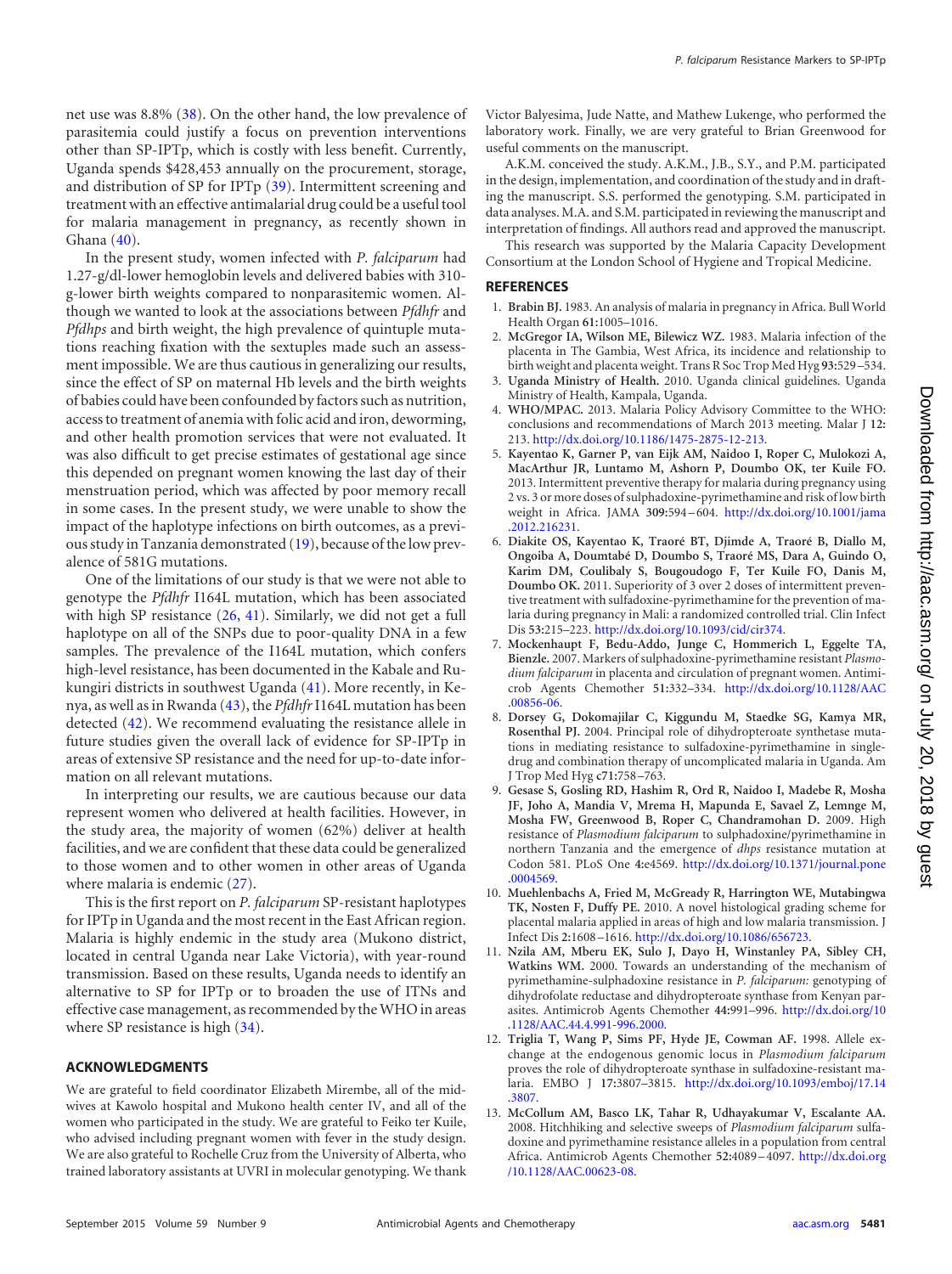net use was 8.8% (38). On the other hand, the low prevalence of parasitemia could justify a focus on prevention interventions other than SP-IPTp, which is costly with less benefit. Currently, Uganda spends $428,453 annually on the procurement, storage, and distribution of SP for IPTp (39). Intermittent screening and treatment with an effective antimalarial drug could be a useful tool for malaria management in pregnancy, as recently shown in Ghana (40).

In the present study, women infected with *P. falciparum* had 1.27-g/dl-lower hemoglobin levels and delivered babies with 310-g-lower birth weights compared to nonparasitemic women. Although we wanted to look at the associations between *Pfdhfr* and *Pfdhps* and birth weight, the high prevalence of quintuple mutations reaching fixation with the sextuples made such an assessment impossible. We are thus cautious in generalizing our results, since the effect of SP on maternal Hb levels and the birth weights of babies could have been confounded by factors such as nutrition, access to treatment of anemia with folic acid and iron, deworming, and other health promotion services that were not evaluated. It was also difficult to get precise estimates of gestational age since this depended on pregnant women knowing the last day of their menstruation period, which was affected by poor memory recall in some cases. In the present study, we were unable to show the impact of the haplotype infections on birth outcomes, as a previous study in Tanzania demonstrated (19), because of the low prevalence of 581G mutations.

One of the limitations of our study is that we were not able to genotype the *Pfdhfr* I164L mutation, which has been associated with high SP resistance (26, 41). Similarly, we did not get a full haplotype on all of the SNPs due to poor-quality DNA in a few samples. The prevalence of the I164L mutation, which confers high-level resistance, has been documented in the Kabale and Rukungiri districts in southwest Uganda (41). More recently, in Kenya, as well as in Rwanda (43), the *Pfdhfr* I164L mutation has been detected (42). We recommend evaluating the resistance allele in future studies given the overall lack of evidence for SP-IPTp in areas of extensive SP resistance and the need for up-to-date information on all relevant mutations.

In interpreting our results, we are cautious because our data represent women who delivered at health facilities. However, in the study area, the majority of women (62%) deliver at health facilities, and we are confident that these data could be generalized to those women and to other women in other areas of Uganda where malaria is endemic (27).

This is the first report on *P. falciparum* SP-resistant haplotypes for IPTp in Uganda and the most recent in the East African region. Malaria is highly endemic in the study area (Mukono district, located in central Uganda near Lake Victoria), with year-round transmission. Based on these results, Uganda needs to identify an alternative to SP for IPTp or to broaden the use of ITNs and effective case management, as recommended by the WHO in areas where SP resistance is high (34).

## ACKNOWLEDGMENTS

We are grateful to field coordinator Elizabeth Mirembe, all of the midwives at Kawolo hospital and Mukono health center IV, and all of the women who participated in the study. We are grateful to Feiko ter Kuile, who advised including pregnant women with fever in the study design. We are also grateful to Rochelle Cruz from the University of Alberta, who trained laboratory assistants at UVRI in molecular genotyping. We thank Victor Balyesima, Jude Natte, and Mathew Lukenge, who performed the laboratory work. Finally, we are very grateful to Brian Greenwood for useful comments on the manuscript.

A.K.M. conceived the study. A.K.M., J.B., S.Y., and P.M. participated in the design, implementation, and coordination of the study and in drafting the manuscript. S.S. performed the genotyping. S.M. participated in data analyses. M.A. and S.M. participated in reviewing the manuscript and interpretation of findings. All authors read and approved the manuscript.

This research was supported by the Malaria Capacity Development Consortium at the London School of Hygiene and Tropical Medicine.

## REFERENCES

1. **Brabin BJ.** 1983. An analysis of malaria in pregnancy in Africa. Bull World Health Organ **61:**1005–1016.
2. **McGregor IA, Wilson ME, Bilewicz WZ.** 1983. Malaria infection of the placenta in The Gambia, West Africa, its incidence and relationship to birth weight and placental weight. Trans R Soc Trop Med Hyg **93:**529–534.
3. **Uganda Ministry of Health.** 2010. Uganda clinical guidelines. Uganda Ministry of Health, Kampala, Uganda.
4. **WHO/MPAC.** 2013. Malaria Policy Advisory Committee to the WHO: conclusions and recommendations of March 2013 meeting. Malar J **12:** 213. http://dx.doi.org/10.1186/1475-2875-12-213.
5. **Kayentao K, Garner P, van Eijk AM, Naidoo I, Roper C, Mulokozi A, MacArthur JR, Luntamo M, Ashorn P, Doumbo OK, ter Kuile FO.** 2013. Intermittent preventive therapy for malaria during pregnancy using 2 vs. 3 or more doses of sulphadoxine-pyrimethamine and risk of low birth weight in Africa. JAMA **309:**594–604. http://dx.doi.org/10.1001/jama.2012.216231.
6. **Diakite OS, Kayentao K, Traoré BT, Djimde A, Traoré B, Diallo M, Ongoiba A, Doumtabé D, Doumbo S, Traoré MS, Dara A, Guindo O, Karim DM, Coulibaly S, Bougoudogo F, Ter Kuile FO, Danis M, Doumbo OK.** 2011. Superiority of 3 over 2 doses of intermittent preventive treatment with sulfadoxine-pyrimethamine for the prevention of malaria during pregnancy in Mali: a randomized controlled trial. Clin Infect Dis **53:**215–223. http://dx.doi.org/10.1093/cid/cir374.
7. **Mockenhaupt F, Bedu-Addo, Junge C, Hommerich L, Eggelte TA, Bienzle.** 2007. Markers of sulphadoxine-pyrimethamine resistant *Plasmodium falciparum* in placenta and circulation of pregnant women. Antimicrob Agents Chemother **51:**332–334. http://dx.doi.org/10.1128/AAC.00856-06.
8. **Dorsey G, Dokomajilar C, Kiggundu M, Staedke SG, Kamya MR, Rosenthal PJ.** 2004. Principal role of dihydropteroate synthetase mutations in mediating resistance to sulfadoxine-pyrimethamine in single-drug and combination therapy of uncomplicated malaria in Uganda. Am J Trop Med Hyg **c71:**758–763.
9. **Gesase S, Gosling RD, Hashim R, Ord R, Naidoo I, Madebe R, Mosha JF, Joho A, Mandia V, Mrema H, Mapunda E, Savael Z, Lemnge M, Mosha FW, Greenwood B, Roper C, Chandramohan D.** 2009. High resistance of *Plasmodium falciparum* to sulphadoxine/pyrimethamine in northern Tanzania and the emergence of *dhps* resistance mutation at Codon 581. PLoS One **4:**e4569. http://dx.doi.org/10.1371/journal.pone.0004569.
10. **Muehlenbachs A, Fried M, McGready R, Harrington WE, Mutabingwa TK, Nosten F, Duffy PE.** 2010. A novel histological grading scheme for placental malaria applied in areas of high and low malaria transmission. J Infect Dis **2:**1608–1616. http://dx.doi.org/10.1086/656723.
11. **Nzila AM, Mberu EK, Sulo J, Dayo H, Winstanley PA, Sibley CH, Watkins WM.** 2000. Towards an understanding of the mechanism of pyrimethamine-sulphadoxine resistance in *P. falciparum:* genotyping of dihydrofolate reductase and dihydropteroate synthase from Kenyan parasites. Antimicrob Agents Chemother **44:**991–996. http://dx.doi.org/10.1128/AAC.44.4.991-996.2000.
12. **Triglia T, Wang P, Sims PF, Hyde JE, Cowman AF.** 1998. Allele exchange at the endogenous genomic locus in *Plasmodium falciparum* proves the role of dihydropteroate synthase in sulfadoxine-resistant malaria. EMBO J **17:**3807–3815. http://dx.doi.org/10.1093/emboj/17.14.3807.
13. **McCollum AM, Basco LK, Tahar R, Udhayakumar V, Escalante AA.** 2008. Hitchhiking and selective sweeps of *Plasmodium falciparum* sulfadoxine and pyrimethamine resistance alleles in a population from central Africa. Antimicrob Agents Chemother **52:**4089–4097. http://dx.doi.org/10.1128/AAC.00623-08.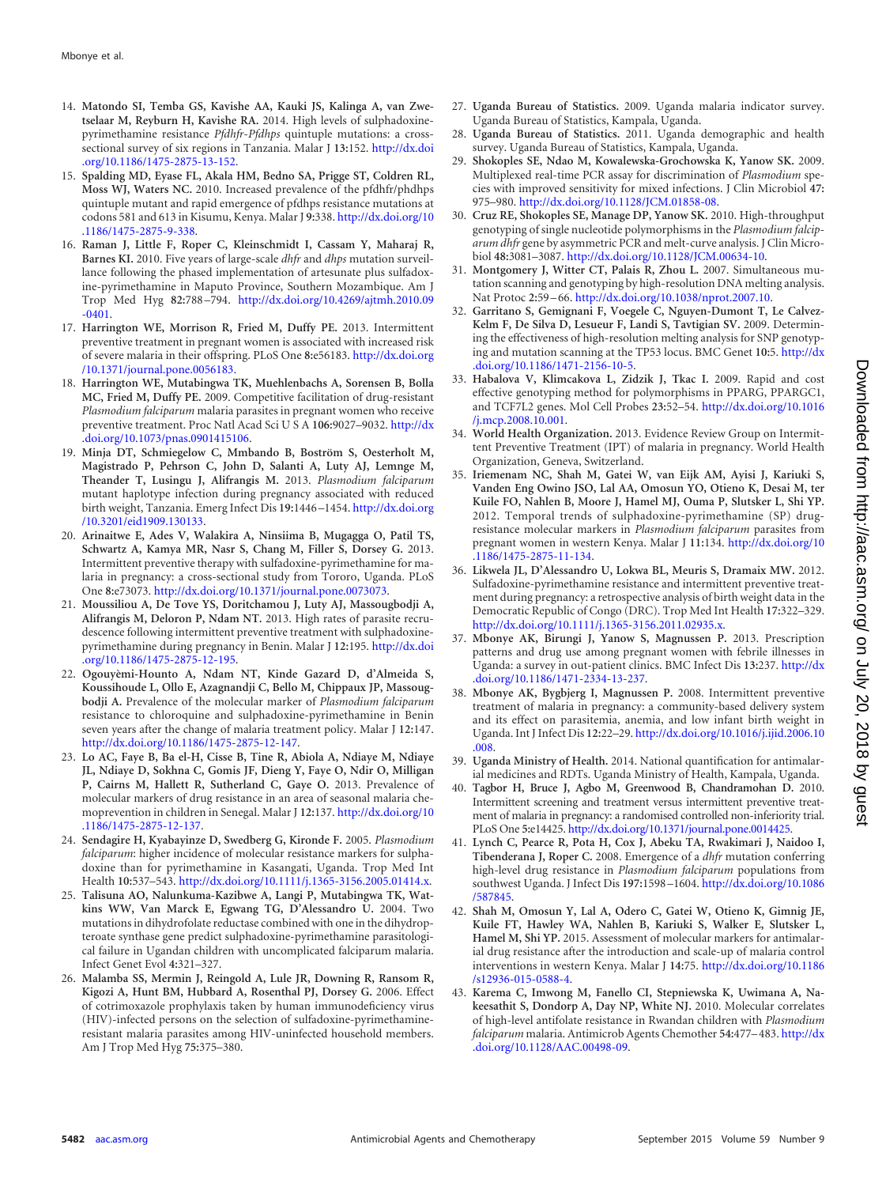14. **Matondo SI, Temba GS, Kavishe AA, Kauki JS, Kalinga A, van Zwetselaar M, Reyburn H, Kavishe RA.** 2014. High levels of sulphadoxine-pyrimethamine resistance *Pfdhfr-Pfdhps* quintuple mutations: a cross-sectional survey of six regions in Tanzania. Malar J **13:**152. http://dx.doi.org/10.1186/1475-2875-13-152.
15. **Spalding MD, Eyase FL, Akala HM, Bedno SA, Prigge ST, Coldren RL, Moss WJ, Waters NC.** 2010. Increased prevalence of the pfdhfr/phdhps quintuple mutant and rapid emergence of pfdhps resistance mutations at codons 581 and 613 in Kisumu, Kenya. Malar J **9:**338. http://dx.doi.org/10.1186/1475-2875-9-338.
16. **Raman J, Little F, Roper C, Kleinschmidt I, Cassam Y, Maharaj R, Barnes KI.** 2010. Five years of large-scale *dhfr* and *dhps* mutation surveillance following the phased implementation of artesunate plus sulfadoxine-pyrimethamine in Maputo Province, Southern Mozambique. Am J Trop Med Hyg **82:**788–794. http://dx.doi.org/10.4269/ajtmh.2010.09-0401.
17. **Harrington WE, Morrison R, Fried M, Duffy PE.** 2013. Intermittent preventive treatment in pregnant women is associated with increased risk of severe malaria in their offspring. PLoS One **8:**e56183. http://dx.doi.org/10.1371/journal.pone.0056183.
18. **Harrington WE, Mutabingwa TK, Muehlenbachs A, Sorensen B, Bolla MC, Fried M, Duffy PE.** 2009. Competitive facilitation of drug-resistant *Plasmodium falciparum* malaria parasites in pregnant women who receive preventive treatment. Proc Natl Acad Sci U S A **106:**9027–9032. http://dx.doi.org/10.1073/pnas.0901415106.
19. **Minja DT, Schmiegelow C, Mmbando B, Boström S, Oesterholt M, Magistrado P, Pehrson C, John D, Salanti A, Luty AJ, Lemnge M, Theander T, Lusingu J, Alifrangis M.** 2013. *Plasmodium falciparum* mutant haplotype infection during pregnancy associated with reduced birth weight, Tanzania. Emerg Infect Dis **19:**1446–1454. http://dx.doi.org/10.3201/eid1909.130133.
20. **Arinaitwe E, Ades V, Walakira A, Ninsiima B, Mugagga O, Patil TS, Schwartz A, Kamya MR, Nasr S, Chang M, Filler S, Dorsey G.** 2013. Intermittent preventive therapy with sulfadoxine-pyrimethamine for malaria in pregnancy: a cross-sectional study from Tororo, Uganda. PLoS One **8:**e73073. http://dx.doi.org/10.1371/journal.pone.0073073.
21. **Moussiliou A, De Tove YS, Doritchamou J, Luty AJ, Massougbodji A, Alifrangis M, Deloron P, Ndam NT.** 2013. High rates of parasite recrudescence following intermittent preventive treatment with sulphadoxine-pyrimethamine during pregnancy in Benin. Malar J **12:**195. http://dx.doi.org/10.1186/1475-2875-12-195.
22. **Ogouyèmi-Hounto A, Ndam NT, Kinde Gazard D, d'Almeida S, Koussihoude L, Ollo E, Azagnandji C, Bello M, Chippaux JP, Massougbodji A.** Prevalence of the molecular marker of *Plasmodium falciparum* resistance to chloroquine and sulphadoxine-pyrimethamine in Benin seven years after the change of malaria treatment policy. Malar J **12:**147. http://dx.doi.org/10.1186/1475-2875-12-147.
23. **Lo AC, Faye B, Ba el-H, Cisse B, Tine R, Abiola A, Ndiaye M, Ndiaye JL, Ndiaye D, Sokhna C, Gomis JF, Dieng Y, Faye O, Ndir O, Milligan P, Cairns M, Hallett R, Sutherland C, Gaye O.** 2013. Prevalence of molecular markers of drug resistance in an area of seasonal malaria chemoprevention in children in Senegal. Malar J **12:**137. http://dx.doi.org/10.1186/1475-2875-12-137.
24. **Sendagire H, Kyabayinze D, Swedberg G, Kironde F.** 2005. *Plasmodium falciparum*: higher incidence of molecular resistance markers for sulphadoxine than for pyrimethamine in Kasangati, Uganda. Trop Med Int Health **10:**537–543. http://dx.doi.org/10.1111/j.1365-3156.2005.01414.x.
25. **Talisuna AO, Nalunkuma-Kazibwe A, Langi P, Mutabingwa TK, Watkins WW, Van Marck E, Egwang TG, D'Alessandro U.** 2004. Two mutations in dihydrofolate reductase combined with one in the dihydropteroate synthase gene predict sulphadoxine-pyrimethamine parasitological failure in Ugandan children with uncomplicated falciparum malaria. Infect Genet Evol **4:**321–327.
26. **Malamba SS, Mermin J, Reingold A, Lule JR, Downing R, Ransom R, Kigozi A, Hunt BM, Hubbard A, Rosenthal PJ, Dorsey G.** 2006. Effect of cotrimoxazole prophylaxis taken by human immunodeficiency virus (HIV)-infected persons on the selection of sulfadoxine-pyrimethamine-resistant malaria parasites among HIV-uninfected household members. Am J Trop Med Hyg **75:**375–380.
27. **Uganda Bureau of Statistics.** 2009. Uganda malaria indicator survey. Uganda Bureau of Statistics, Kampala, Uganda.
28. **Uganda Bureau of Statistics.** 2011. Uganda demographic and health survey. Uganda Bureau of Statistics, Kampala, Uganda.
29. **Shokoples SE, Ndao M, Kowalewska-Grochowska K, Yanow SK.** 2009. Multiplexed real-time PCR assay for discrimination of *Plasmodium* species with improved sensitivity for mixed infections. J Clin Microbiol **47:**975–980. http://dx.doi.org/10.1128/JCM.01858-08.
30. **Cruz RE, Shokoples SE, Manage DP, Yanow SK.** 2010. High-throughput genotyping of single nucleotide polymorphisms in the *Plasmodium falciparum dhfr* gene by asymmetric PCR and melt-curve analysis. J Clin Microbiol **48:**3081–3087. http://dx.doi.org/10.1128/JCM.00634-10.
31. **Montgomery J, Witter CT, Palais R, Zhou L.** 2007. Simultaneous mutation scanning and genotyping by high-resolution DNA melting analysis. Nat Protoc **2:**59–66. http://dx.doi.org/10.1038/nprot.2007.10.
32. **Garritano S, Gemignani F, Voegele C, Nguyen-Dumont T, Le Calvez-Kelm F, De Silva D, Lesueur F, Landi S, Tavtigian SV.** 2009. Determining the effectiveness of high-resolution melting analysis for SNP genotyping and mutation scanning at the TP53 locus. BMC Genet **10:**5. http://dx.doi.org/10.1186/1471-2156-10-5.
33. **Habalova V, Klimcakova L, Zidzik J, Tkac I.** 2009. Rapid and cost effective genotyping method for polymorphisms in PPARG, PPARGC1, and TCF7L2 genes. Mol Cell Probes **23:**52–54. http://dx.doi.org/10.1016/j.mcp.2008.10.001.
34. **World Health Organization.** 2013. Evidence Review Group on Intermittent Preventive Treatment (IPT) of malaria in pregnancy. World Health Organization, Geneva, Switzerland.
35. **Iriemenam NC, Shah M, Gatei W, van Eijk AM, Ayisi J, Kariuki S, Vanden Eng Owino JSO, Lal AA, Omosun YO, Otieno K, Desai M, ter Kuile FO, Nahlen B, Moore J, Hamel MJ, Ouma P, Slutsker L, Shi YP.** 2012. Temporal trends of sulphadoxine-pyrimethamine (SP) drug-resistance molecular markers in *Plasmodium falciparum* parasites from pregnant women in western Kenya. Malar J **11:**134. http://dx.doi.org/10.1186/1475-2875-11-134.
36. **Likwela JL, D'Alessandro U, Lokwa BL, Meuris S, Dramaix MW.** 2012. Sulfadoxine-pyrimethamine resistance and intermittent preventive treatment during pregnancy: a retrospective analysis of birth weight data in the Democratic Republic of Congo (DRC). Trop Med Int Health **17:**322–329. http://dx.doi.org/10.1111/j.1365-3156.2011.02935.x.
37. **Mbonye AK, Birungi J, Yanow S, Magnussen P.** 2013. Prescription patterns and drug use among pregnant women with febrile illnesses in Uganda: a survey in out-patient clinics. BMC Infect Dis **13:**237. http://dx.doi.org/10.1186/1471-2334-13-237.
38. **Mbonye AK, Bygbjerg I, Magnussen P.** 2008. Intermittent preventive treatment of malaria in pregnancy: a community-based delivery system and its effect on parasitemia, anemia, and low infant birth weight in Uganda. Int J Infect Dis **12:**22–29. http://dx.doi.org/10.1016/j.ijid.2006.10.008.
39. **Uganda Ministry of Health.** 2014. National quantification for antimalarial medicines and RDTs. Uganda Ministry of Health, Kampala, Uganda.
40. **Tagbor H, Bruce J, Agbo M, Greenwood B, Chandramohan D.** 2010. Intermittent screening and treatment versus intermittent preventive treatment of malaria in pregnancy: a randomised controlled non-inferiority trial. PLoS One **5:**e14425. http://dx.doi.org/10.1371/journal.pone.0014425.
41. **Lynch C, Pearce R, Pota H, Cox J, Abeku TA, Rwakimari J, Naidoo I, Tibenderana J, Roper C.** 2008. Emergence of a *dhfr* mutation conferring high-level drug resistance in *Plasmodium falciparum* populations from southwest Uganda. J Infect Dis **197:**1598–1604. http://dx.doi.org/10.1086/587845.
42. **Shah M, Omosun Y, Lal A, Odero C, Gatei W, Otieno K, Gimnig JE, Kuile FT, Hawley WA, Nahlen B, Kariuki S, Walker E, Slutsker L, Hamel M, Shi YP.** 2015. Assessment of molecular markers for antimalarial drug resistance after the introduction and scale-up of malaria control interventions in western Kenya. Malar J **14:**75. http://dx.doi.org/10.1186/s12936-015-0588-4.
43. **Karema C, Imwong M, Fanello CI, Stepniewska K, Uwimana A, Nakeesathit S, Dondorp A, Day NP, White NJ.** 2010. Molecular correlates of high-level antifolate resistance in Rwandan children with *Plasmodium falciparum* malaria. Antimicrob Agents Chemother **54:**477–483. http://dx.doi.org/10.1128/AAC.00498-09.